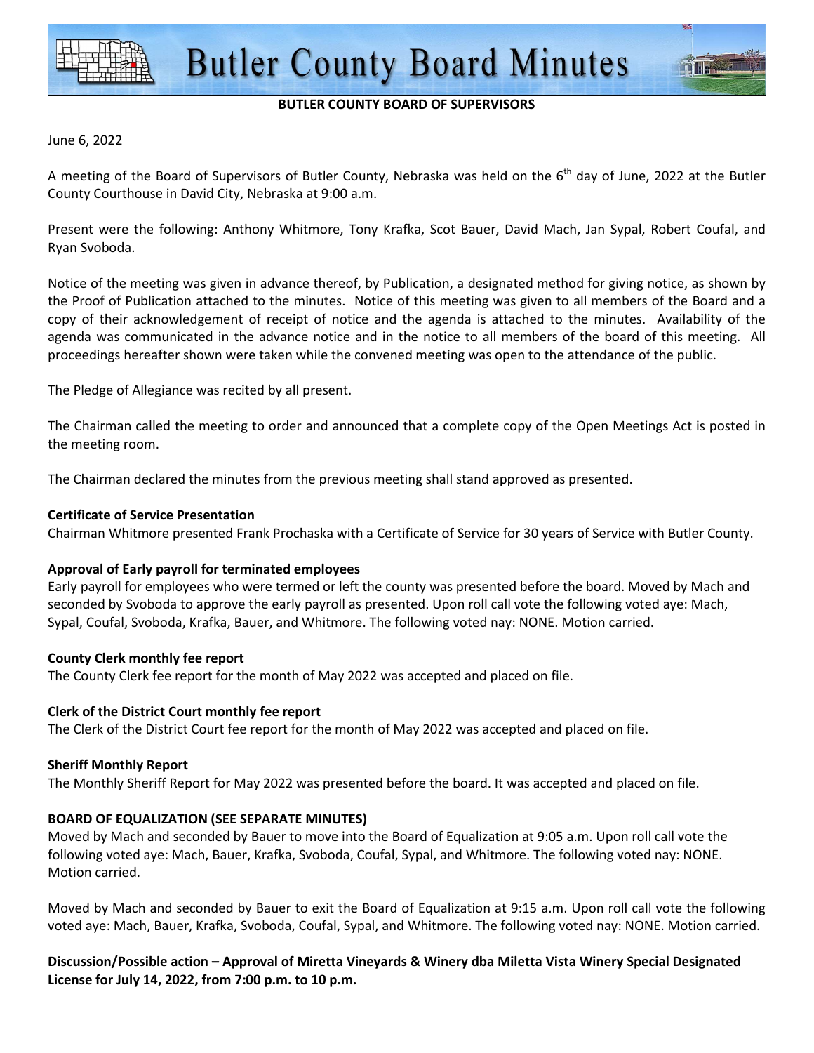# Butler County Board Minutes

**BUTLER COUNTY BOARD OF SUPERVISORS**

June 6, 2022

A meeting of the Board of Supervisors of Butler County, Nebraska was held on the 6th day of June, 2022 at the Butler County Courthouse in David City, Nebraska at 9:00 a.m.

Present were the following: Anthony Whitmore, Tony Krafka, Scot Bauer, David Mach, Jan Sypal, Robert Coufal, and Ryan Svoboda.

Notice of the meeting was given in advance thereof, by Publication, a designated method for giving notice, as shown by the Proof of Publication attached to the minutes. Notice of this meeting was given to all members of the Board and a copy of their acknowledgement of receipt of notice and the agenda is attached to the minutes. Availability of the agenda was communicated in the advance notice and in the notice to all members of the board of this meeting. All proceedings hereafter shown were taken while the convened meeting was open to the attendance of the public.

The Pledge of Allegiance was recited by all present.

The Chairman called the meeting to order and announced that a complete copy of the Open Meetings Act is posted in the meeting room.

The Chairman declared the minutes from the previous meeting shall stand approved as presented.

**Certificate of Service Presentation**

Chairman Whitmore presented Frank Prochaska with a Certificate of Service for 30 years of Service with Butler County.

**Approval of Early payroll for terminated employees**

Early payroll for employees who were termed or left the county was presented before the board. Moved by Mach and seconded by Svoboda to approve the early payroll as presented. Upon roll call vote the following voted aye: Mach, Sypal, Coufal, Svoboda, Krafka, Bauer, and Whitmore. The following voted nay: NONE. Motion carried.

**County Clerk monthly fee report**

The County Clerk fee report for the month of May 2022 was accepted and placed on file.

**Clerk of the District Court monthly fee report**

The Clerk of the District Court fee report for the month of May 2022 was accepted and placed on file.

**Sheriff Monthly Report**

The Monthly Sheriff Report for May 2022 was presented before the board. It was accepted and placed on file.

**BOARD OF EQUALIZATION (SEE SEPARATE MINUTES)**

Moved by Mach and seconded by Bauer to move into the Board of Equalization at 9:05 a.m. Upon roll call vote the following voted aye: Mach, Bauer, Krafka, Svoboda, Coufal, Sypal, and Whitmore. The following voted nay: NONE. Motion carried.

Moved by Mach and seconded by Bauer to exit the Board of Equalization at 9:15 a.m. Upon roll call vote the following voted aye: Mach, Bauer, Krafka, Svoboda, Coufal, Sypal, and Whitmore. The following voted nay: NONE. Motion carried.

**Discussion/Possible action – Approval of Miretta Vineyards & Winery dba Miletta Vista Winery Special Designated License for July 14, 2022, from 7:00 p.m. to 10 p.m.**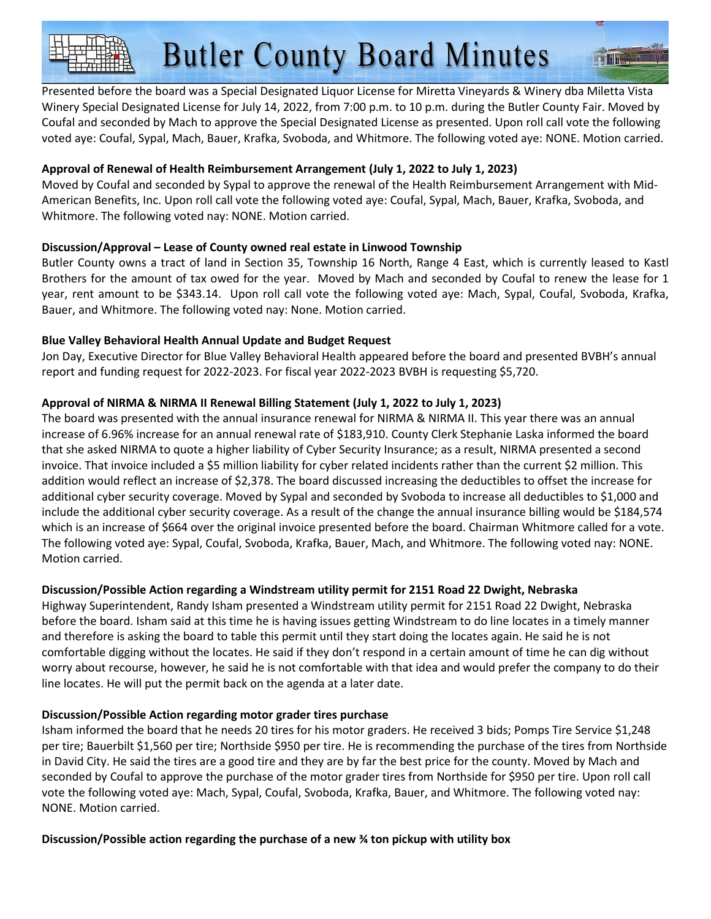Presented before the board was a Special Designated Liquor License for Miretta Vineyards & Winery dba Miletta Vista Winery Special Designated License for July 14, 2022, from 7:00 p.m. to 10 p.m. during the Butler County Fair. Moved by Coufal and seconded by Mach to approve the Special Designated License as presented. Upon roll call vote the following voted aye: Coufal, Sypal, Mach, Bauer, Krafka, Svoboda, and Whitmore. The following voted aye: NONE. Motion carried.

**Approval of Renewal of Health Reimbursement Arrangement (July 1, 2022 to July 1, 2023)**

Moved by Coufal and seconded by Sypal to approve the renewal of the Health Reimbursement Arrangement with Mid-American Benefits, Inc. Upon roll call vote the following voted aye: Coufal, Sypal, Mach, Bauer, Krafka, Svoboda, and Whitmore. The following voted nay: NONE. Motion carried.

**Discussion/Approval – Lease of County owned real estate in Linwood Township**

Butler County owns a tract of land in Section 35, Township 16 North, Range 4 East, which is currently leased to Kastl Brothers for the amount of tax owed for the year. Moved by Mach and seconded by Coufal to renew the lease for 1 year, rent amount to be $343.14. Upon roll call vote the following voted aye: Mach, Sypal, Coufal, Svoboda, Krafka, Bauer, and Whitmore. The following voted nay: None. Motion carried.

**Blue Valley Behavioral Health Annual Update and Budget Request**

Jon Day, Executive Director for Blue Valley Behavioral Health appeared before the board and presented BVBH's annual report and funding request for 2022-2023. For fiscal year 2022-2023 BVBH is requesting $5,720.

**Approval of NIRMA & NIRMA II Renewal Billing Statement (July 1, 2022 to July 1, 2023)**

The board was presented with the annual insurance renewal for NIRMA & NIRMA II. This year there was an annual increase of 6.96% increase for an annual renewal rate of $183,910. County Clerk Stephanie Laska informed the board that she asked NIRMA to quote a higher liability of Cyber Security Insurance; as a result, NIRMA presented a second invoice. That invoice included a $5 million liability for cyber related incidents rather than the current $2 million. This addition would reflect an increase of $2,378. The board discussed increasing the deductibles to offset the increase for additional cyber security coverage. Moved by Sypal and seconded by Svoboda to increase all deductibles to $1,000 and include the additional cyber security coverage. As a result of the change the annual insurance billing would be $184,574 which is an increase of $664 over the original invoice presented before the board. Chairman Whitmore called for a vote. The following voted aye: Sypal, Coufal, Svoboda, Krafka, Bauer, Mach, and Whitmore. The following voted nay: NONE. Motion carried.

**Discussion/Possible Action regarding a Windstream utility permit for 2151 Road 22 Dwight, Nebraska**

Highway Superintendent, Randy Isham presented a Windstream utility permit for 2151 Road 22 Dwight, Nebraska before the board. Isham said at this time he is having issues getting Windstream to do line locates in a timely manner and therefore is asking the board to table this permit until they start doing the locates again. He said he is not comfortable digging without the locates. He said if they don't respond in a certain amount of time he can dig without worry about recourse, however, he said he is not comfortable with that idea and would prefer the company to do their line locates. He will put the permit back on the agenda at a later date.

**Discussion/Possible Action regarding motor grader tires purchase**

Isham informed the board that he needs 20 tires for his motor graders. He received 3 bids; Pomps Tire Service $1,248 per tire; Bauerbilt $1,560 per tire; Northside $950 per tire. He is recommending the purchase of the tires from Northside in David City. He said the tires are a good tire and they are by far the best price for the county. Moved by Mach and seconded by Coufal to approve the purchase of the motor grader tires from Northside for $950 per tire. Upon roll call vote the following voted aye: Mach, Sypal, Coufal, Svoboda, Krafka, Bauer, and Whitmore. The following voted nay: NONE. Motion carried.

**Discussion/Possible action regarding the purchase of a new ¾ ton pickup with utility box**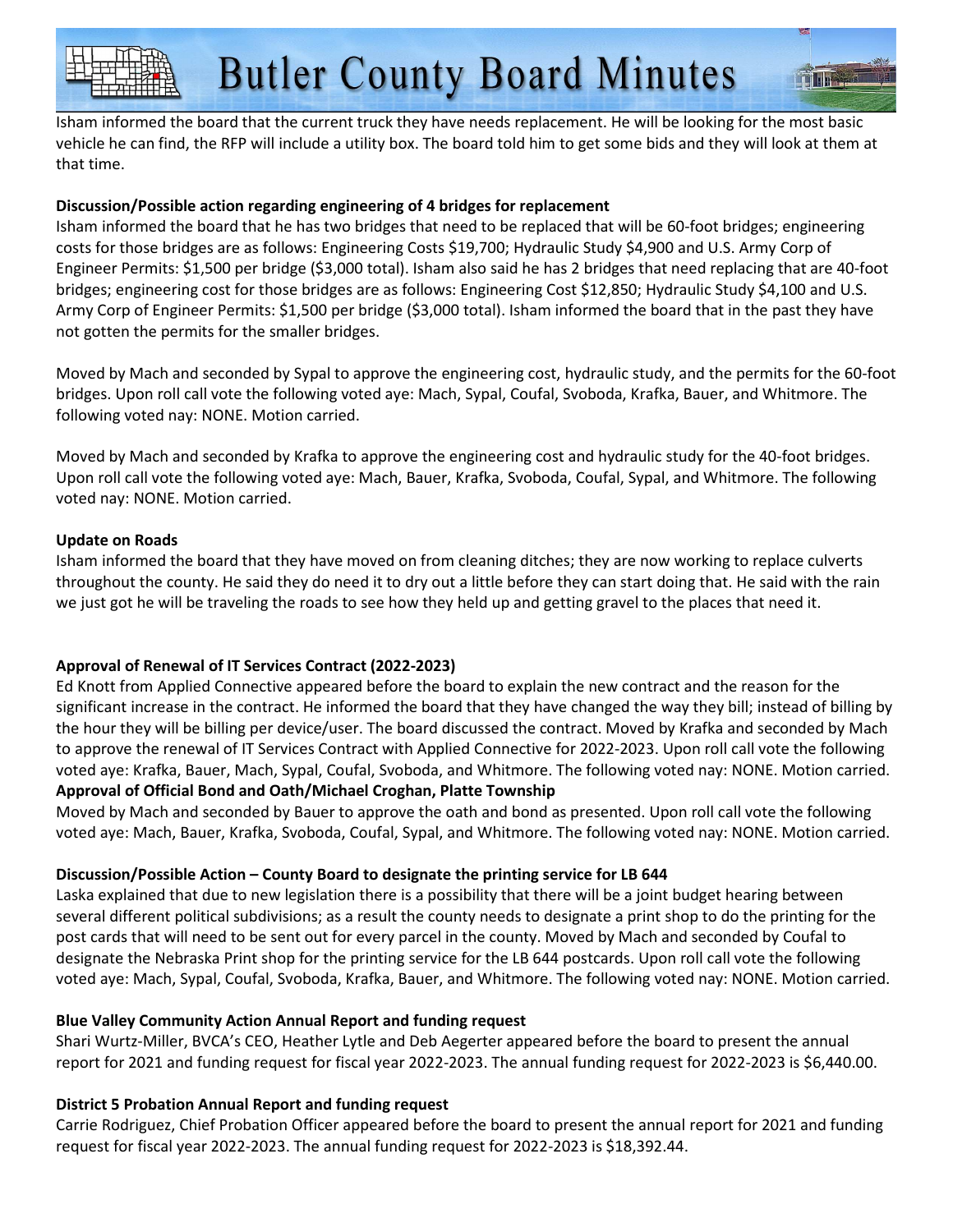Isham informed the board that the current truck they have needs replacement. He will be looking for the most basic vehicle he can find, the RFP will include a utility box. The board told him to get some bids and they will look at them at that time.

**Discussion/Possible action regarding engineering of 4 bridges for replacement**

Isham informed the board that he has two bridges that need to be replaced that will be 60-foot bridges; engineering costs for those bridges are as follows: Engineering Costs $19,700; Hydraulic Study $4,900 and U.S. Army Corp of Engineer Permits: $1,500 per bridge ($3,000 total). Isham also said he has 2 bridges that need replacing that are 40-foot bridges; engineering cost for those bridges are as follows: Engineering Cost $12,850; Hydraulic Study $4,100 and U.S. Army Corp of Engineer Permits: $1,500 per bridge ($3,000 total). Isham informed the board that in the past they have not gotten the permits for the smaller bridges.

Moved by Mach and seconded by Sypal to approve the engineering cost, hydraulic study, and the permits for the 60-foot bridges. Upon roll call vote the following voted aye: Mach, Sypal, Coufal, Svoboda, Krafka, Bauer, and Whitmore. The following voted nay: NONE. Motion carried.

Moved by Mach and seconded by Krafka to approve the engineering cost and hydraulic study for the 40-foot bridges. Upon roll call vote the following voted aye: Mach, Bauer, Krafka, Svoboda, Coufal, Sypal, and Whitmore. The following voted nay: NONE. Motion carried.

**Update on Roads**

Isham informed the board that they have moved on from cleaning ditches; they are now working to replace culverts throughout the county. He said they do need it to dry out a little before they can start doing that. He said with the rain we just got he will be traveling the roads to see how they held up and getting gravel to the places that need it.

**Approval of Renewal of IT Services Contract (2022-2023)**

Ed Knott from Applied Connective appeared before the board to explain the new contract and the reason for the significant increase in the contract. He informed the board that they have changed the way they bill; instead of billing by the hour they will be billing per device/user. The board discussed the contract. Moved by Krafka and seconded by Mach to approve the renewal of IT Services Contract with Applied Connective for 2022-2023. Upon roll call vote the following voted aye: Krafka, Bauer, Mach, Sypal, Coufal, Svoboda, and Whitmore. The following voted nay: NONE. Motion carried.

**Approval of Official Bond and Oath/Michael Croghan, Platte Township**

Moved by Mach and seconded by Bauer to approve the oath and bond as presented. Upon roll call vote the following voted aye: Mach, Bauer, Krafka, Svoboda, Coufal, Sypal, and Whitmore. The following voted nay: NONE. Motion carried.

**Discussion/Possible Action – County Board to designate the printing service for LB 644**

Laska explained that due to new legislation there is a possibility that there will be a joint budget hearing between several different political subdivisions; as a result the county needs to designate a print shop to do the printing for the post cards that will need to be sent out for every parcel in the county. Moved by Mach and seconded by Coufal to designate the Nebraska Print shop for the printing service for the LB 644 postcards. Upon roll call vote the following voted aye: Mach, Sypal, Coufal, Svoboda, Krafka, Bauer, and Whitmore. The following voted nay: NONE. Motion carried.

**Blue Valley Community Action Annual Report and funding request**

Shari Wurtz-Miller, BVCA's CEO, Heather Lytle and Deb Aegerter appeared before the board to present the annual report for 2021 and funding request for fiscal year 2022-2023. The annual funding request for 2022-2023 is $6,440.00.

**District 5 Probation Annual Report and funding request**

Carrie Rodriguez, Chief Probation Officer appeared before the board to present the annual report for 2021 and funding request for fiscal year 2022-2023. The annual funding request for 2022-2023 is $18,392.44.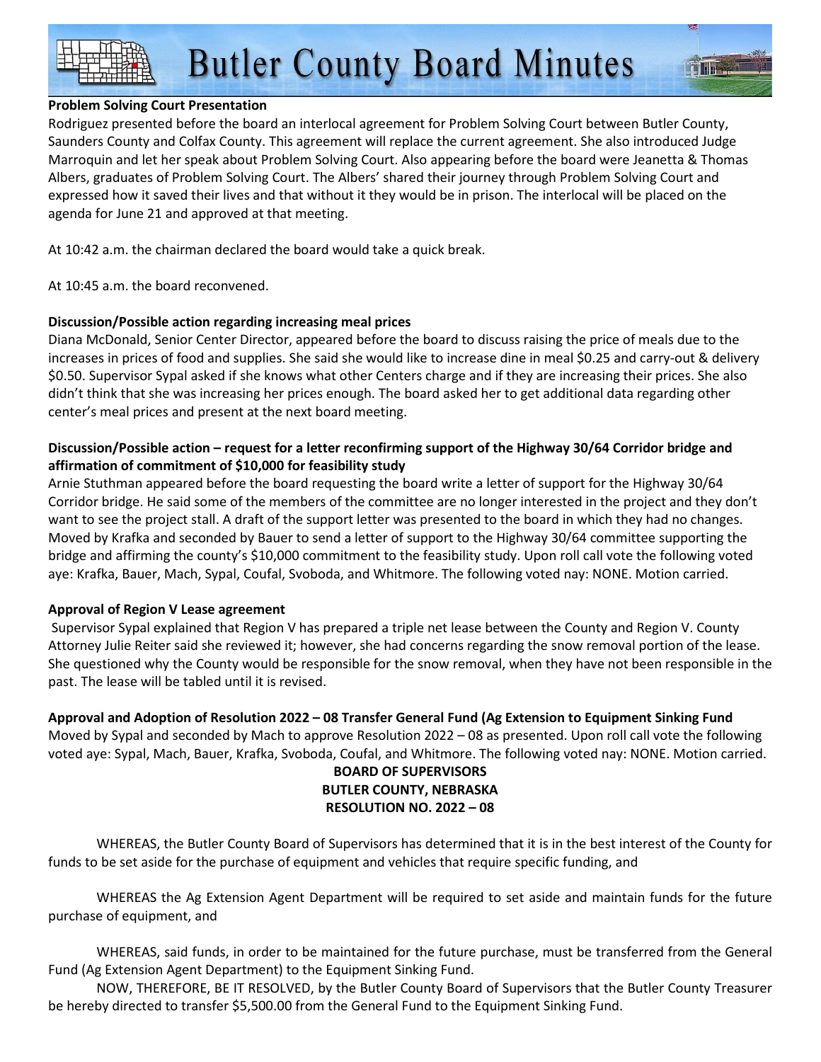**Problem Solving Court Presentation**

Rodriguez presented before the board an interlocal agreement for Problem Solving Court between Butler County, Saunders County and Colfax County. This agreement will replace the current agreement. She also introduced Judge Marroquin and let her speak about Problem Solving Court. Also appearing before the board were Jeanetta & Thomas Albers, graduates of Problem Solving Court. The Albers' shared their journey through Problem Solving Court and expressed how it saved their lives and that without it they would be in prison. The interlocal will be placed on the agenda for June 21 and approved at that meeting.

At 10:42 a.m. the chairman declared the board would take a quick break.

At 10:45 a.m. the board reconvened.

**Discussion/Possible action regarding increasing meal prices**

Diana McDonald, Senior Center Director, appeared before the board to discuss raising the price of meals due to the increases in prices of food and supplies. She said she would like to increase dine in meal $0.25 and carry-out & delivery $0.50. Supervisor Sypal asked if she knows what other Centers charge and if they are increasing their prices. She also didn't think that she was increasing her prices enough. The board asked her to get additional data regarding other center's meal prices and present at the next board meeting.

**Discussion/Possible action – request for a letter reconfirming support of the Highway 30/64 Corridor bridge and affirmation of commitment of $10,000 for feasibility study**

Arnie Stuthman appeared before the board requesting the board write a letter of support for the Highway 30/64 Corridor bridge. He said some of the members of the committee are no longer interested in the project and they don't want to see the project stall. A draft of the support letter was presented to the board in which they had no changes. Moved by Krafka and seconded by Bauer to send a letter of support to the Highway 30/64 committee supporting the bridge and affirming the county's $10,000 commitment to the feasibility study. Upon roll call vote the following voted aye: Krafka, Bauer, Mach, Sypal, Coufal, Svoboda, and Whitmore. The following voted nay: NONE. Motion carried.

**Approval of Region V Lease agreement**

Supervisor Sypal explained that Region V has prepared a triple net lease between the County and Region V. County Attorney Julie Reiter said she reviewed it; however, she had concerns regarding the snow removal portion of the lease. She questioned why the County would be responsible for the snow removal, when they have not been responsible in the past. The lease will be tabled until it is revised.

**Approval and Adoption of Resolution 2022 – 08 Transfer General Fund (Ag Extension to Equipment Sinking Fund**

Moved by Sypal and seconded by Mach to approve Resolution 2022 – 08 as presented. Upon roll call vote the following voted aye: Sypal, Mach, Bauer, Krafka, Svoboda, Coufal, and Whitmore. The following voted nay: NONE. Motion carried.

**BOARD OF SUPERVISORS**
**BUTLER COUNTY, NEBRASKA**
**RESOLUTION NO. 2022 – 08**

WHEREAS, the Butler County Board of Supervisors has determined that it is in the best interest of the County for funds to be set aside for the purchase of equipment and vehicles that require specific funding, and

WHEREAS the Ag Extension Agent Department will be required to set aside and maintain funds for the future purchase of equipment, and

WHEREAS, said funds, in order to be maintained for the future purchase, must be transferred from the General Fund (Ag Extension Agent Department) to the Equipment Sinking Fund.

NOW, THEREFORE, BE IT RESOLVED, by the Butler County Board of Supervisors that the Butler County Treasurer be hereby directed to transfer $5,500.00 from the General Fund to the Equipment Sinking Fund.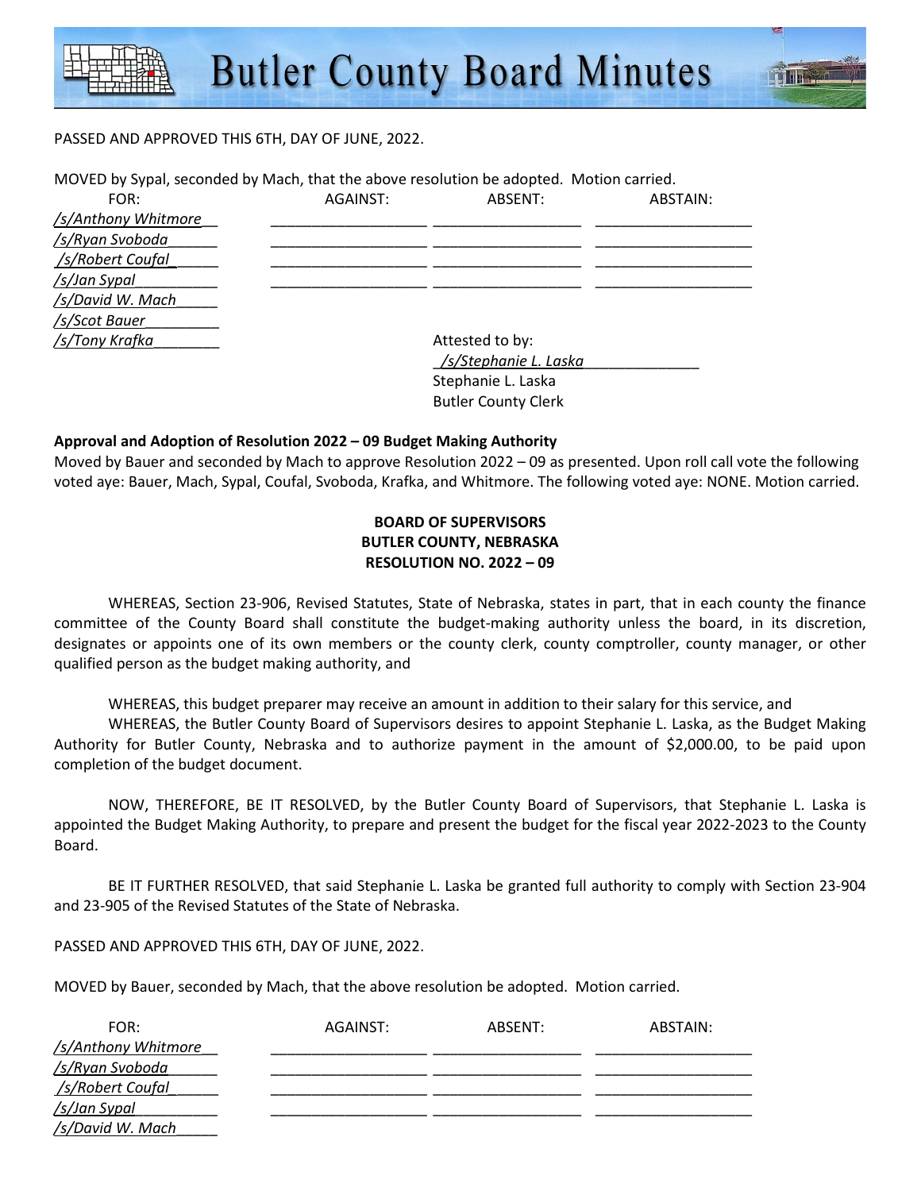PASSED AND APPROVED THIS 6TH, DAY OF JUNE, 2022.

MOVED by Sypal, seconded by Mach, that the above resolution be adopted. Motion carried.

| FOR: | AGAINST: | ABSENT: | ABSTAIN: |
|---|---|---|---|
| /s/Anthony Whitmore | | | |
| /s/Ryan Svoboda | | | |
| /s/Robert Coufal | | | |
| /s/Jan Sypal | | | |
| /s/David W. Mach | | | |
| /s/Scot Bauer | | | |
| /s/Tony Krafka | | | |

Attested to by:
/s/Stephanie L. Laska
Stephanie L. Laska
Butler County Clerk

**Approval and Adoption of Resolution 2022 – 09 Budget Making Authority**

Moved by Bauer and seconded by Mach to approve Resolution 2022 – 09 as presented. Upon roll call vote the following voted aye: Bauer, Mach, Sypal, Coufal, Svoboda, Krafka, and Whitmore. The following voted aye: NONE. Motion carried.

**BOARD OF SUPERVISORS**
**BUTLER COUNTY, NEBRASKA**
**RESOLUTION NO. 2022 – 09**

WHEREAS, Section 23-906, Revised Statutes, State of Nebraska, states in part, that in each county the finance committee of the County Board shall constitute the budget-making authority unless the board, in its discretion, designates or appoints one of its own members or the county clerk, county comptroller, county manager, or other qualified person as the budget making authority, and

WHEREAS, this budget preparer may receive an amount in addition to their salary for this service, and

WHEREAS, the Butler County Board of Supervisors desires to appoint Stephanie L. Laska, as the Budget Making Authority for Butler County, Nebraska and to authorize payment in the amount of $2,000.00, to be paid upon completion of the budget document.

NOW, THEREFORE, BE IT RESOLVED, by the Butler County Board of Supervisors, that Stephanie L. Laska is appointed the Budget Making Authority, to prepare and present the budget for the fiscal year 2022-2023 to the County Board.

BE IT FURTHER RESOLVED, that said Stephanie L. Laska be granted full authority to comply with Section 23-904 and 23-905 of the Revised Statutes of the State of Nebraska.

PASSED AND APPROVED THIS 6TH, DAY OF JUNE, 2022.

MOVED by Bauer, seconded by Mach, that the above resolution be adopted. Motion carried.

| FOR: | AGAINST: | ABSENT: | ABSTAIN: |
|---|---|---|---|
| /s/Anthony Whitmore | | | |
| /s/Ryan Svoboda | | | |
| /s/Robert Coufal | | | |
| /s/Jan Sypal | | | |
| /s/David W. Mach | | | |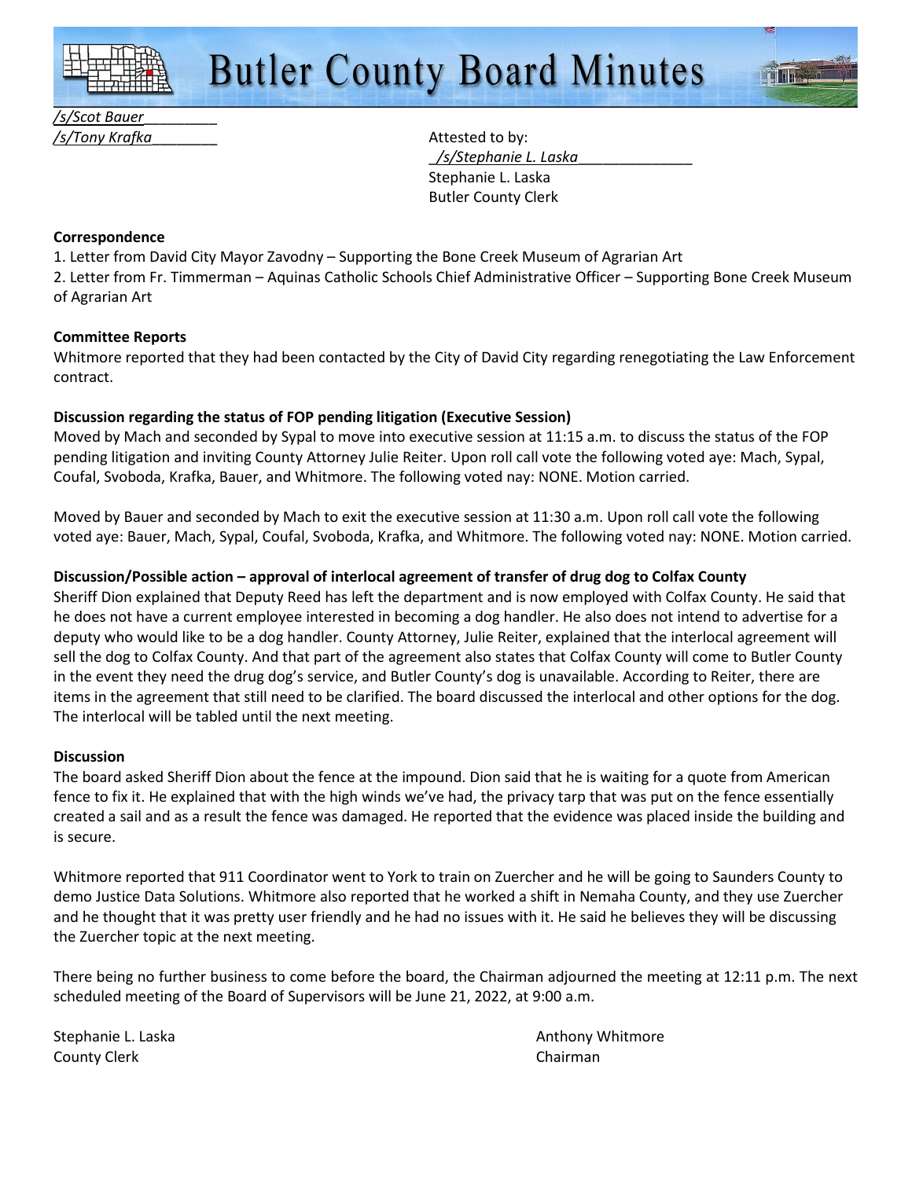*/s/Scot Bauer*\_\_\_\_\_\_\_\_\_
*/s/Tony Krafka*\_\_\_\_\_\_\_\_

Attested to by:
\_*/s/Stephanie L. Laska*\_\_\_\_\_\_\_\_\_\_\_\_\_\_
Stephanie L. Laska
Butler County Clerk

**Correspondence**

1. Letter from David City Mayor Zavodny – Supporting the Bone Creek Museum of Agrarian Art
2. Letter from Fr. Timmerman – Aquinas Catholic Schools Chief Administrative Officer – Supporting Bone Creek Museum of Agrarian Art

**Committee Reports**

Whitmore reported that they had been contacted by the City of David City regarding renegotiating the Law Enforcement contract.

**Discussion regarding the status of FOP pending litigation (Executive Session)**

Moved by Mach and seconded by Sypal to move into executive session at 11:15 a.m. to discuss the status of the FOP pending litigation and inviting County Attorney Julie Reiter. Upon roll call vote the following voted aye: Mach, Sypal, Coufal, Svoboda, Krafka, Bauer, and Whitmore. The following voted nay: NONE. Motion carried.

Moved by Bauer and seconded by Mach to exit the executive session at 11:30 a.m. Upon roll call vote the following voted aye: Bauer, Mach, Sypal, Coufal, Svoboda, Krafka, and Whitmore. The following voted nay: NONE. Motion carried.

**Discussion/Possible action – approval of interlocal agreement of transfer of drug dog to Colfax County**

Sheriff Dion explained that Deputy Reed has left the department and is now employed with Colfax County. He said that he does not have a current employee interested in becoming a dog handler. He also does not intend to advertise for a deputy who would like to be a dog handler. County Attorney, Julie Reiter, explained that the interlocal agreement will sell the dog to Colfax County. And that part of the agreement also states that Colfax County will come to Butler County in the event they need the drug dog's service, and Butler County's dog is unavailable. According to Reiter, there are items in the agreement that still need to be clarified. The board discussed the interlocal and other options for the dog. The interlocal will be tabled until the next meeting.

**Discussion**

The board asked Sheriff Dion about the fence at the impound. Dion said that he is waiting for a quote from American fence to fix it. He explained that with the high winds we've had, the privacy tarp that was put on the fence essentially created a sail and as a result the fence was damaged. He reported that the evidence was placed inside the building and is secure.

Whitmore reported that 911 Coordinator went to York to train on Zuercher and he will be going to Saunders County to demo Justice Data Solutions. Whitmore also reported that he worked a shift in Nemaha County, and they use Zuercher and he thought that it was pretty user friendly and he had no issues with it. He said he believes they will be discussing the Zuercher topic at the next meeting.

There being no further business to come before the board, the Chairman adjourned the meeting at 12:11 p.m. The next scheduled meeting of the Board of Supervisors will be June 21, 2022, at 9:00 a.m.

Stephanie L. Laska
County Clerk

Anthony Whitmore
Chairman